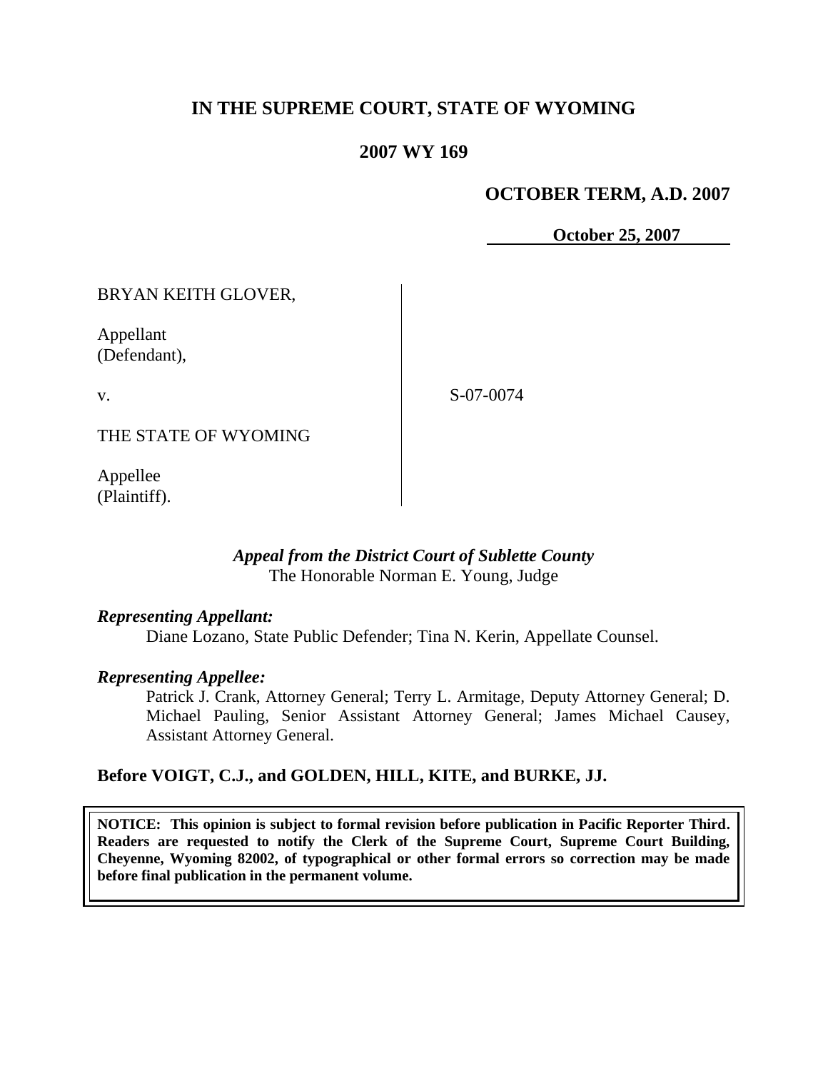# IN THE SUPREME COURT, STATE OF WYOMING

## 2007 WY 169

**OCTOBER TERM, A.D. 2007**

**October 25, 2007**

BRYAN KEITH GLOVER,

Appellant
(Defendant),

v.

S-07-0074

THE STATE OF WYOMING

Appellee
(Plaintiff).

***Appeal from the District Court of Sublette County***
The Honorable Norman E. Young, Judge

***Representing Appellant:***
Diane Lozano, State Public Defender; Tina N. Kerin, Appellate Counsel.

***Representing Appellee:***
Patrick J. Crank, Attorney General; Terry L. Armitage, Deputy Attorney General; D. Michael Pauling, Senior Assistant Attorney General; James Michael Causey, Assistant Attorney General.

**Before VOIGT, C.J., and GOLDEN, HILL, KITE, and BURKE, JJ.**

**NOTICE: This opinion is subject to formal revision before publication in Pacific Reporter Third. Readers are requested to notify the Clerk of the Supreme Court, Supreme Court Building, Cheyenne, Wyoming 82002, of typographical or other formal errors so correction may be made before final publication in the permanent volume.**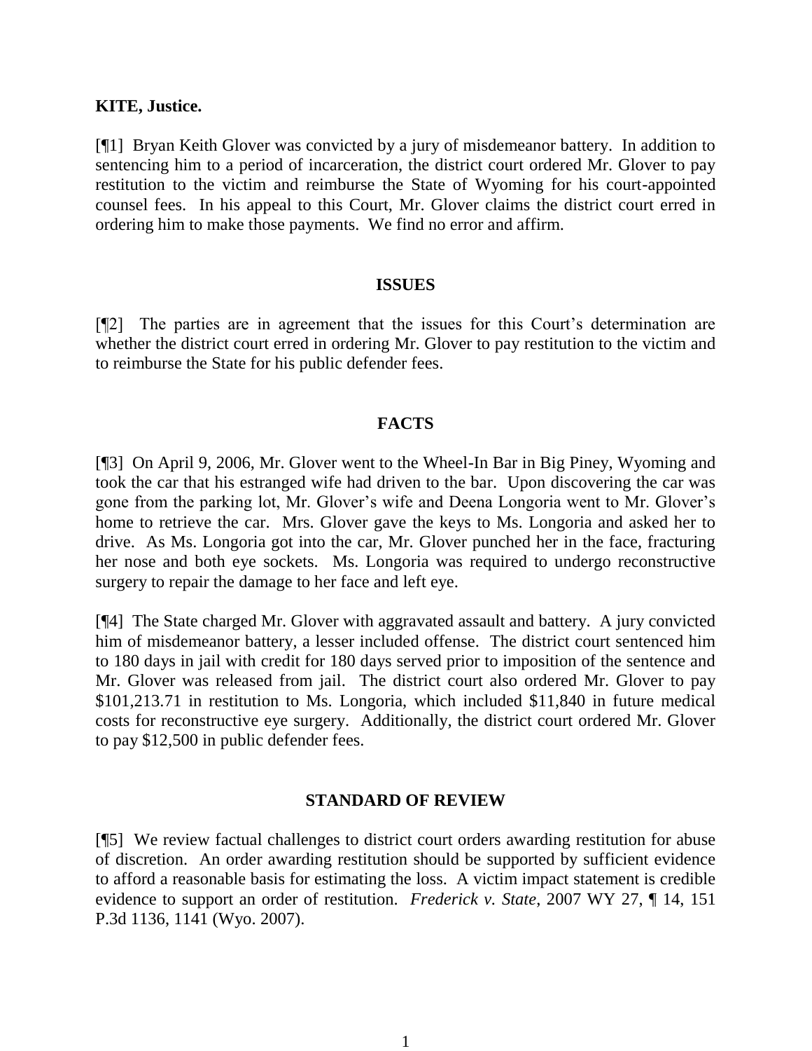**KITE, Justice.**

[¶1] Bryan Keith Glover was convicted by a jury of misdemeanor battery. In addition to sentencing him to a period of incarceration, the district court ordered Mr. Glover to pay restitution to the victim and reimburse the State of Wyoming for his court-appointed counsel fees. In his appeal to this Court, Mr. Glover claims the district court erred in ordering him to make those payments. We find no error and affirm.

## ISSUES

[¶2] The parties are in agreement that the issues for this Court's determination are whether the district court erred in ordering Mr. Glover to pay restitution to the victim and to reimburse the State for his public defender fees.

## FACTS

[¶3] On April 9, 2006, Mr. Glover went to the Wheel-In Bar in Big Piney, Wyoming and took the car that his estranged wife had driven to the bar. Upon discovering the car was gone from the parking lot, Mr. Glover's wife and Deena Longoria went to Mr. Glover's home to retrieve the car. Mrs. Glover gave the keys to Ms. Longoria and asked her to drive. As Ms. Longoria got into the car, Mr. Glover punched her in the face, fracturing her nose and both eye sockets. Ms. Longoria was required to undergo reconstructive surgery to repair the damage to her face and left eye.

[¶4] The State charged Mr. Glover with aggravated assault and battery. A jury convicted him of misdemeanor battery, a lesser included offense. The district court sentenced him to 180 days in jail with credit for 180 days served prior to imposition of the sentence and Mr. Glover was released from jail. The district court also ordered Mr. Glover to pay $101,213.71 in restitution to Ms. Longoria, which included $11,840 in future medical costs for reconstructive eye surgery. Additionally, the district court ordered Mr. Glover to pay $12,500 in public defender fees.

## STANDARD OF REVIEW

[¶5] We review factual challenges to district court orders awarding restitution for abuse of discretion. An order awarding restitution should be supported by sufficient evidence to afford a reasonable basis for estimating the loss. A victim impact statement is credible evidence to support an order of restitution. *Frederick v. State*, 2007 WY 27, ¶ 14, 151 P.3d 1136, 1141 (Wyo. 2007).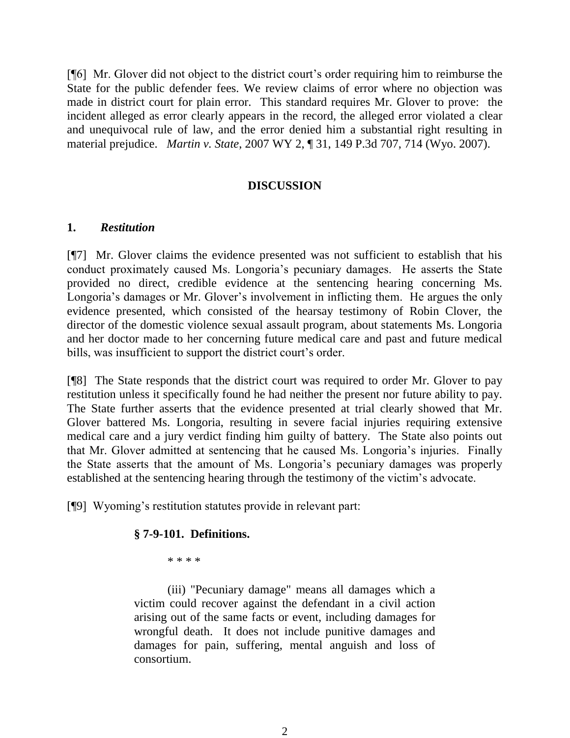[¶6] Mr. Glover did not object to the district court's order requiring him to reimburse the State for the public defender fees. We review claims of error where no objection was made in district court for plain error. This standard requires Mr. Glover to prove: the incident alleged as error clearly appears in the record, the alleged error violated a clear and unequivocal rule of law, and the error denied him a substantial right resulting in material prejudice. *Martin v. State*, 2007 WY 2, ¶ 31, 149 P.3d 707, 714 (Wyo. 2007).

## DISCUSSION

### 1. *Restitution*

[¶7] Mr. Glover claims the evidence presented was not sufficient to establish that his conduct proximately caused Ms. Longoria's pecuniary damages. He asserts the State provided no direct, credible evidence at the sentencing hearing concerning Ms. Longoria's damages or Mr. Glover's involvement in inflicting them. He argues the only evidence presented, which consisted of the hearsay testimony of Robin Clover, the director of the domestic violence sexual assault program, about statements Ms. Longoria and her doctor made to her concerning future medical care and past and future medical bills, was insufficient to support the district court's order.

[¶8] The State responds that the district court was required to order Mr. Glover to pay restitution unless it specifically found he had neither the present nor future ability to pay. The State further asserts that the evidence presented at trial clearly showed that Mr. Glover battered Ms. Longoria, resulting in severe facial injuries requiring extensive medical care and a jury verdict finding him guilty of battery. The State also points out that Mr. Glover admitted at sentencing that he caused Ms. Longoria's injuries. Finally the State asserts that the amount of Ms. Longoria's pecuniary damages was properly established at the sentencing hearing through the testimony of the victim's advocate.

[¶9] Wyoming's restitution statutes provide in relevant part:

> **§ 7-9-101. Definitions.**
>
> \* \* \* \*
>
> (iii) "Pecuniary damage" means all damages which a victim could recover against the defendant in a civil action arising out of the same facts or event, including damages for wrongful death. It does not include punitive damages and damages for pain, suffering, mental anguish and loss of consortium.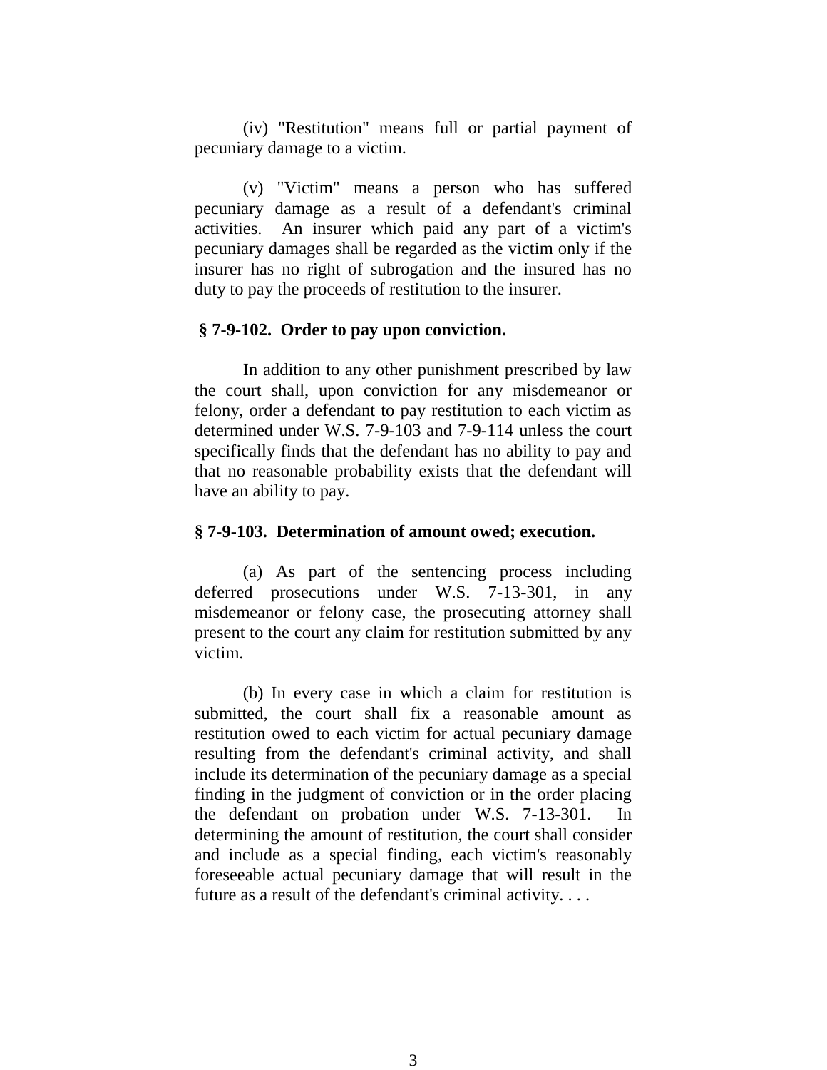(iv) "Restitution" means full or partial payment of pecuniary damage to a victim.

(v) "Victim" means a person who has suffered pecuniary damage as a result of a defendant's criminal activities. An insurer which paid any part of a victim's pecuniary damages shall be regarded as the victim only if the insurer has no right of subrogation and the insured has no duty to pay the proceeds of restitution to the insurer.

**§ 7-9-102. Order to pay upon conviction.**

In addition to any other punishment prescribed by law the court shall, upon conviction for any misdemeanor or felony, order a defendant to pay restitution to each victim as determined under W.S. 7-9-103 and 7-9-114 unless the court specifically finds that the defendant has no ability to pay and that no reasonable probability exists that the defendant will have an ability to pay.

**§ 7-9-103. Determination of amount owed; execution.**

(a) As part of the sentencing process including deferred prosecutions under W.S. 7-13-301, in any misdemeanor or felony case, the prosecuting attorney shall present to the court any claim for restitution submitted by any victim.

(b) In every case in which a claim for restitution is submitted, the court shall fix a reasonable amount as restitution owed to each victim for actual pecuniary damage resulting from the defendant's criminal activity, and shall include its determination of the pecuniary damage as a special finding in the judgment of conviction or in the order placing the defendant on probation under W.S. 7-13-301. In determining the amount of restitution, the court shall consider and include as a special finding, each victim's reasonably foreseeable actual pecuniary damage that will result in the future as a result of the defendant's criminal activity. . . .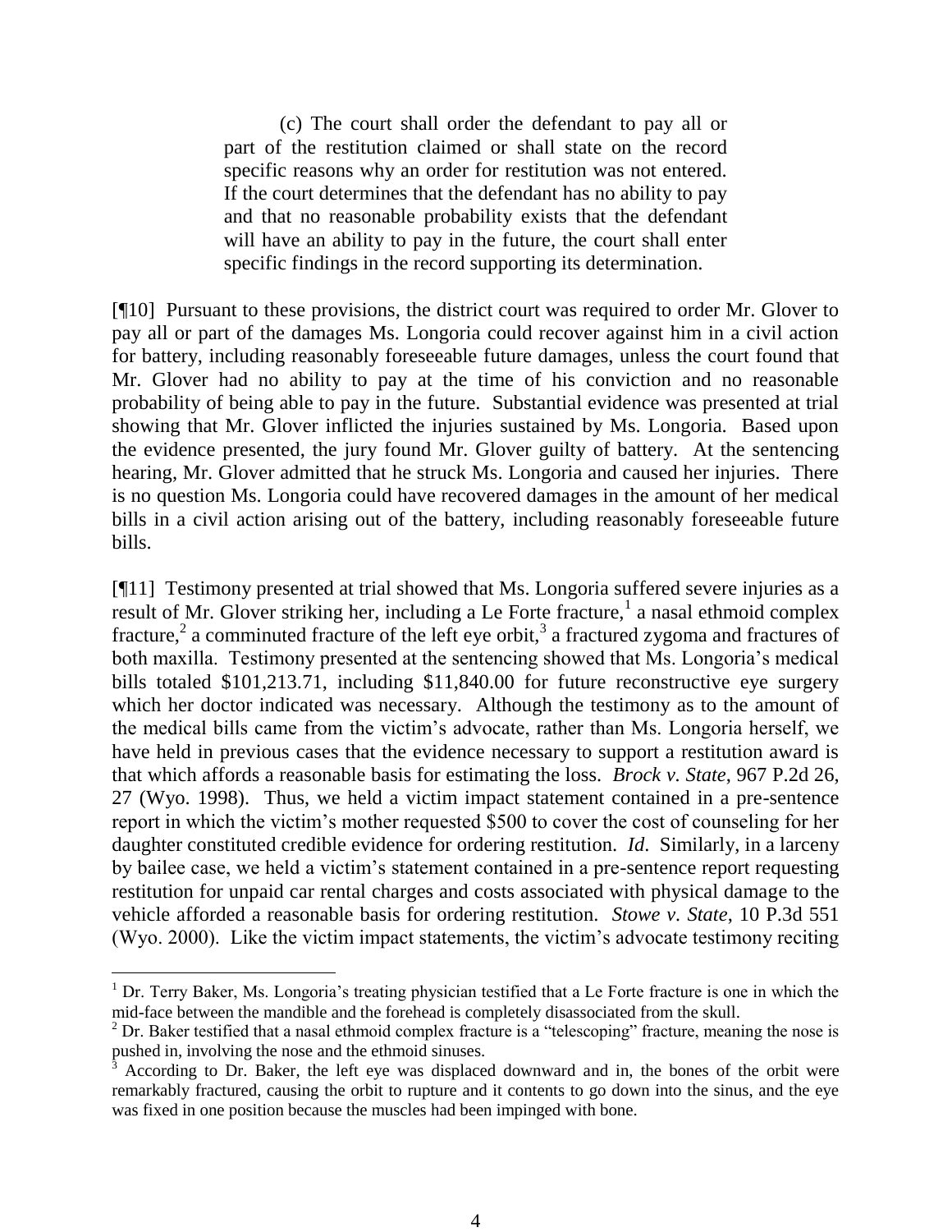> (c) The court shall order the defendant to pay all or part of the restitution claimed or shall state on the record specific reasons why an order for restitution was not entered. If the court determines that the defendant has no ability to pay and that no reasonable probability exists that the defendant will have an ability to pay in the future, the court shall enter specific findings in the record supporting its determination.

[¶10] Pursuant to these provisions, the district court was required to order Mr. Glover to pay all or part of the damages Ms. Longoria could recover against him in a civil action for battery, including reasonably foreseeable future damages, unless the court found that Mr. Glover had no ability to pay at the time of his conviction and no reasonable probability of being able to pay in the future. Substantial evidence was presented at trial showing that Mr. Glover inflicted the injuries sustained by Ms. Longoria. Based upon the evidence presented, the jury found Mr. Glover guilty of battery. At the sentencing hearing, Mr. Glover admitted that he struck Ms. Longoria and caused her injuries. There is no question Ms. Longoria could have recovered damages in the amount of her medical bills in a civil action arising out of the battery, including reasonably foreseeable future bills.

[¶11] Testimony presented at trial showed that Ms. Longoria suffered severe injuries as a result of Mr. Glover striking her, including a Le Forte fracture,[1] a nasal ethmoid complex fracture,[2] a comminuted fracture of the left eye orbit,[3] a fractured zygoma and fractures of both maxilla. Testimony presented at the sentencing showed that Ms. Longoria's medical bills totaled $101,213.71, including $11,840.00 for future reconstructive eye surgery which her doctor indicated was necessary. Although the testimony as to the amount of the medical bills came from the victim's advocate, rather than Ms. Longoria herself, we have held in previous cases that the evidence necessary to support a restitution award is that which affords a reasonable basis for estimating the loss. *Brock v. State*, 967 P.2d 26, 27 (Wyo. 1998). Thus, we held a victim impact statement contained in a pre-sentence report in which the victim's mother requested $500 to cover the cost of counseling for her daughter constituted credible evidence for ordering restitution. *Id*. Similarly, in a larceny by bailee case, we held a victim's statement contained in a pre-sentence report requesting restitution for unpaid car rental charges and costs associated with physical damage to the vehicle afforded a reasonable basis for ordering restitution. *Stowe v. State*, 10 P.3d 551 (Wyo. 2000). Like the victim impact statements, the victim's advocate testimony reciting

---

[1] Dr. Terry Baker, Ms. Longoria's treating physician testified that a Le Forte fracture is one in which the mid-face between the mandible and the forehead is completely disassociated from the skull.

[2] Dr. Baker testified that a nasal ethmoid complex fracture is a "telescoping" fracture, meaning the nose is pushed in, involving the nose and the ethmoid sinuses.

[3] According to Dr. Baker, the left eye was displaced downward and in, the bones of the orbit were remarkably fractured, causing the orbit to rupture and it contents to go down into the sinus, and the eye was fixed in one position because the muscles had been impinged with bone.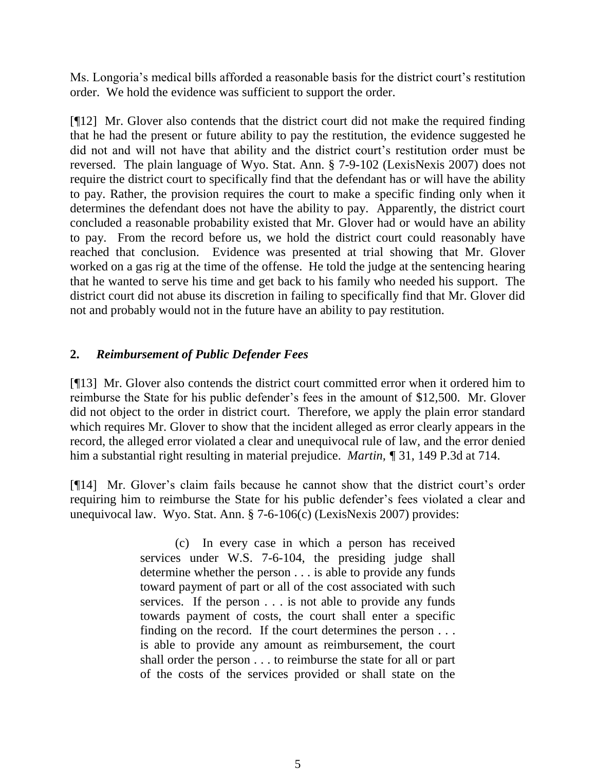Ms. Longoria's medical bills afforded a reasonable basis for the district court's restitution order. We hold the evidence was sufficient to support the order.

[¶12] Mr. Glover also contends that the district court did not make the required finding that he had the present or future ability to pay the restitution, the evidence suggested he did not and will not have that ability and the district court's restitution order must be reversed. The plain language of Wyo. Stat. Ann. § 7-9-102 (LexisNexis 2007) does not require the district court to specifically find that the defendant has or will have the ability to pay. Rather, the provision requires the court to make a specific finding only when it determines the defendant does not have the ability to pay. Apparently, the district court concluded a reasonable probability existed that Mr. Glover had or would have an ability to pay. From the record before us, we hold the district court could reasonably have reached that conclusion. Evidence was presented at trial showing that Mr. Glover worked on a gas rig at the time of the offense. He told the judge at the sentencing hearing that he wanted to serve his time and get back to his family who needed his support. The district court did not abuse its discretion in failing to specifically find that Mr. Glover did not and probably would not in the future have an ability to pay restitution.

## 2. *Reimbursement of Public Defender Fees*

[¶13] Mr. Glover also contends the district court committed error when it ordered him to reimburse the State for his public defender's fees in the amount of $12,500. Mr. Glover did not object to the order in district court. Therefore, we apply the plain error standard which requires Mr. Glover to show that the incident alleged as error clearly appears in the record, the alleged error violated a clear and unequivocal rule of law, and the error denied him a substantial right resulting in material prejudice. *Martin*, ¶ 31, 149 P.3d at 714.

[¶14] Mr. Glover's claim fails because he cannot show that the district court's order requiring him to reimburse the State for his public defender's fees violated a clear and unequivocal law. Wyo. Stat. Ann. § 7-6-106(c) (LexisNexis 2007) provides:

> (c) In every case in which a person has received services under W.S. 7-6-104, the presiding judge shall determine whether the person . . . is able to provide any funds toward payment of part or all of the cost associated with such services. If the person . . . is not able to provide any funds towards payment of costs, the court shall enter a specific finding on the record. If the court determines the person . . . is able to provide any amount as reimbursement, the court shall order the person . . . to reimburse the state for all or part of the costs of the services provided or shall state on the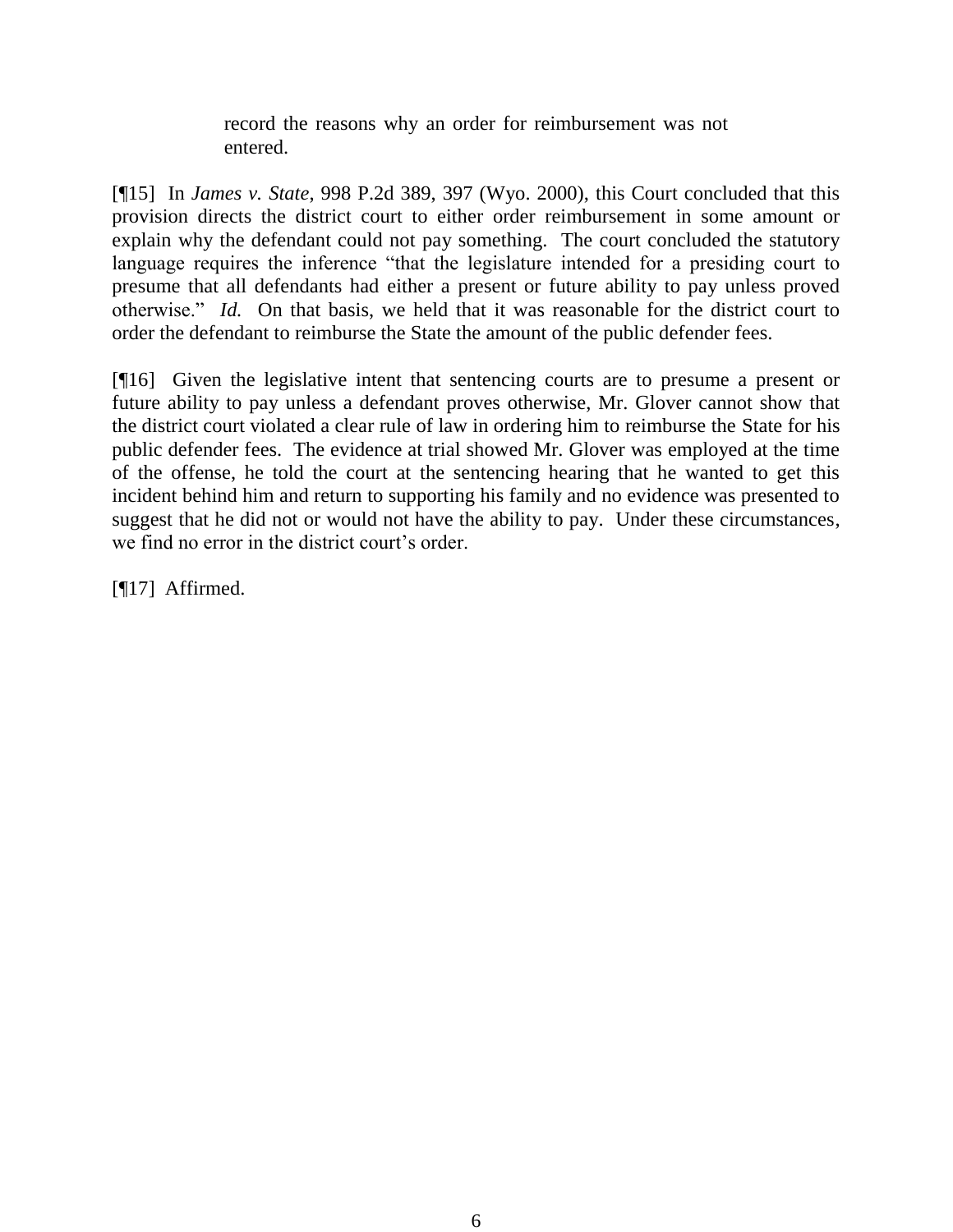> record the reasons why an order for reimbursement was not entered.

[¶15] In *James v. State*, 998 P.2d 389, 397 (Wyo. 2000), this Court concluded that this provision directs the district court to either order reimbursement in some amount or explain why the defendant could not pay something. The court concluded the statutory language requires the inference "that the legislature intended for a presiding court to presume that all defendants had either a present or future ability to pay unless proved otherwise." *Id.* On that basis, we held that it was reasonable for the district court to order the defendant to reimburse the State the amount of the public defender fees.

[¶16] Given the legislative intent that sentencing courts are to presume a present or future ability to pay unless a defendant proves otherwise, Mr. Glover cannot show that the district court violated a clear rule of law in ordering him to reimburse the State for his public defender fees. The evidence at trial showed Mr. Glover was employed at the time of the offense, he told the court at the sentencing hearing that he wanted to get this incident behind him and return to supporting his family and no evidence was presented to suggest that he did not or would not have the ability to pay. Under these circumstances, we find no error in the district court's order.

[¶17] Affirmed.